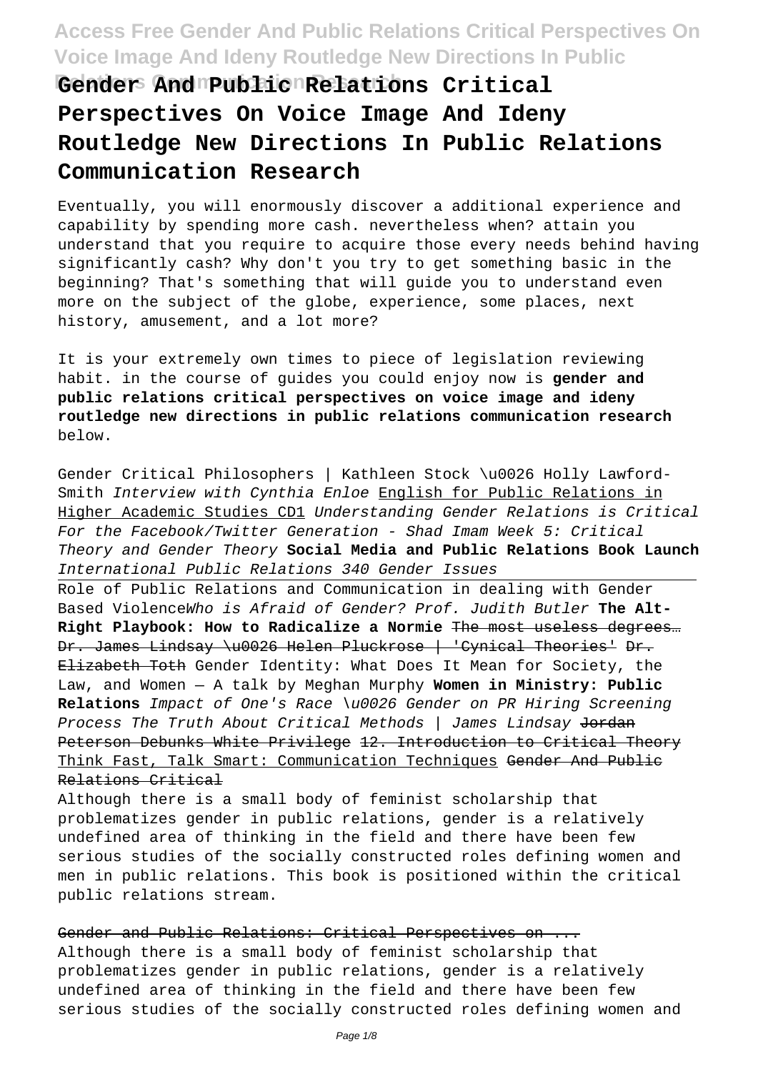# Gender And Public Relations Critical Perspectives On Voice Image And Ideny Routledge New Directions In Public Relations Communication Research

Eventually, you will enormously discover a additional experience and capability by spending more cash. nevertheless when? attain you understand that you require to acquire those every needs behind having significantly cash? Why don't you try to get something basic in the beginning? That's something that will guide you to understand even more on the subject of the globe, experience, some places, next history, amusement, and a lot more?

It is your extremely own times to piece of legislation reviewing habit. in the course of guides you could enjoy now is **gender and public relations critical perspectives on voice image and ideny routledge new directions in public relations communication research** below.

Gender Critical Philosophers | Kathleen Stock \u0026 Holly Lawford-Smith *Interview with Cynthia Enloe* English for Public Relations in Higher Academic Studies CD1 *Understanding Gender Relations is Critical For the Facebook/Twitter Generation - Shad Imam Week 5: Critical Theory and Gender Theory* **Social Media and Public Relations Book Launch** *International Public Relations 340 Gender Issues*

Role of Public Relations and Communication in dealing with Gender Based Violence*Who is Afraid of Gender? Prof. Judith Butler* **The Alt-Right Playbook: How to Radicalize a Normie** ~~The most useless degrees… Dr. James Lindsay \u0026 Helen Pluckrose | 'Cynical Theories' Dr. Elizabeth Toth~~ Gender Identity: What Does It Mean for Society, the Law, and Women — A talk by Meghan Murphy **Women in Ministry: Public Relations** *Impact of One's Race \u0026 Gender on PR Hiring Screening Process The Truth About Critical Methods | James Lindsay* ~~Jordan Peterson Debunks White Privilege~~ ~~12. Introduction to Critical Theory~~ Think Fast, Talk Smart: Communication Techniques ~~Gender And Public Relations Critical~~

Although there is a small body of feminist scholarship that problematizes gender in public relations, gender is a relatively undefined area of thinking in the field and there have been few serious studies of the socially constructed roles defining women and men in public relations. This book is positioned within the critical public relations stream.

~~Gender and Public Relations: Critical Perspectives on ...~~

Although there is a small body of feminist scholarship that problematizes gender in public relations, gender is a relatively undefined area of thinking in the field and there have been few serious studies of the socially constructed roles defining women and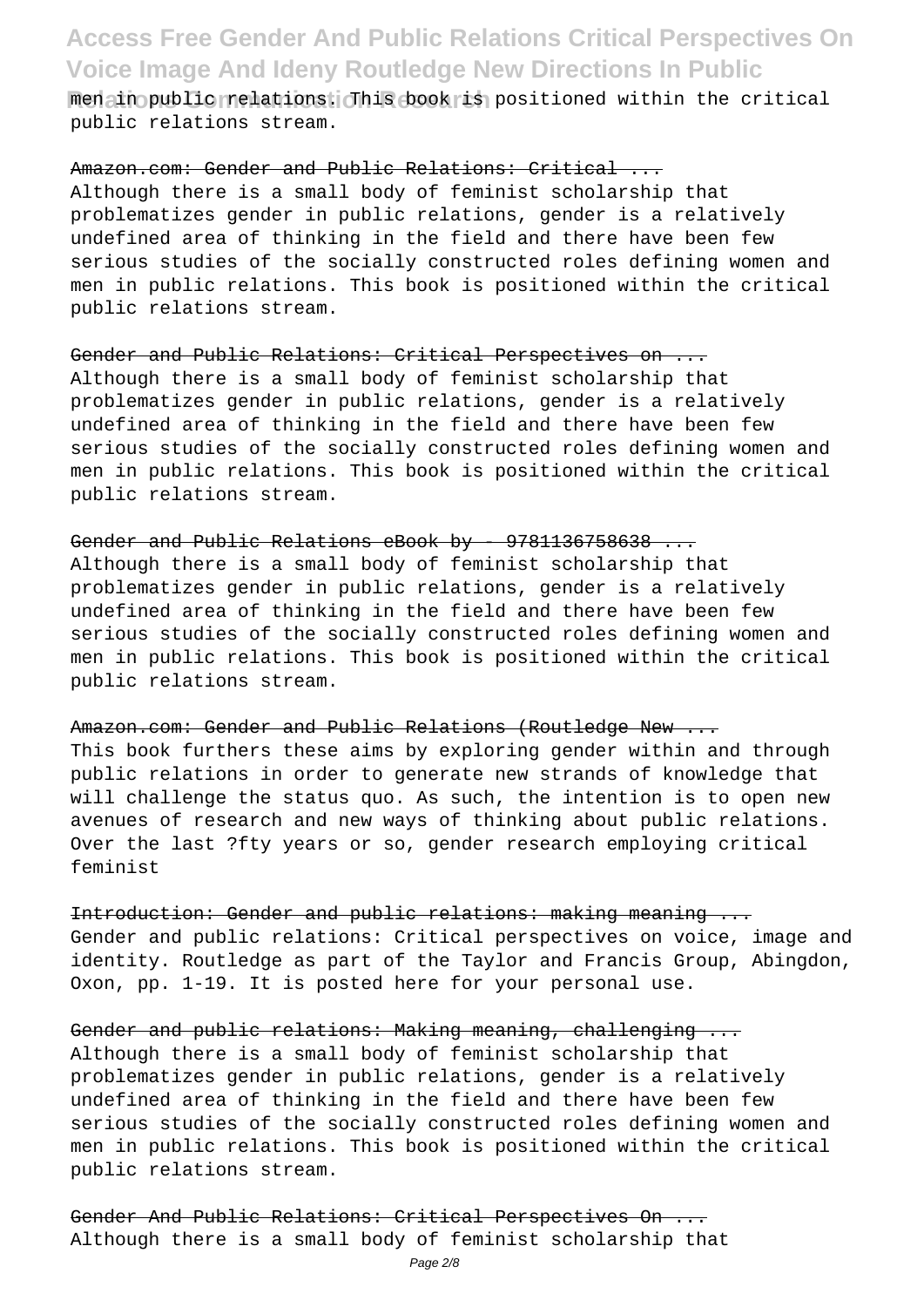men in public relations. This book is positioned within the critical public relations stream.

~~Amazon.com: Gender and Public Relations: Critical ...~~

Although there is a small body of feminist scholarship that problematizes gender in public relations, gender is a relatively undefined area of thinking in the field and there have been few serious studies of the socially constructed roles defining women and men in public relations. This book is positioned within the critical public relations stream.

~~Gender and Public Relations: Critical Perspectives on ...~~

Although there is a small body of feminist scholarship that problematizes gender in public relations, gender is a relatively undefined area of thinking in the field and there have been few serious studies of the socially constructed roles defining women and men in public relations. This book is positioned within the critical public relations stream.

~~Gender and Public Relations eBook by - 9781136758638 ...~~

Although there is a small body of feminist scholarship that problematizes gender in public relations, gender is a relatively undefined area of thinking in the field and there have been few serious studies of the socially constructed roles defining women and men in public relations. This book is positioned within the critical public relations stream.

~~Amazon.com: Gender and Public Relations (Routledge New ...~~

This book furthers these aims by exploring gender within and through public relations in order to generate new strands of knowledge that will challenge the status quo. As such, the intention is to open new avenues of research and new ways of thinking about public relations. Over the last ?fty years or so, gender research employing critical feminist

~~Introduction: Gender and public relations: making meaning ...~~

Gender and public relations: Critical perspectives on voice, image and identity. Routledge as part of the Taylor and Francis Group, Abingdon, Oxon, pp. 1-19. It is posted here for your personal use.

~~Gender and public relations: Making meaning, challenging ...~~

Although there is a small body of feminist scholarship that problematizes gender in public relations, gender is a relatively undefined area of thinking in the field and there have been few serious studies of the socially constructed roles defining women and men in public relations. This book is positioned within the critical public relations stream.

~~Gender And Public Relations: Critical Perspectives On ...~~

Although there is a small body of feminist scholarship that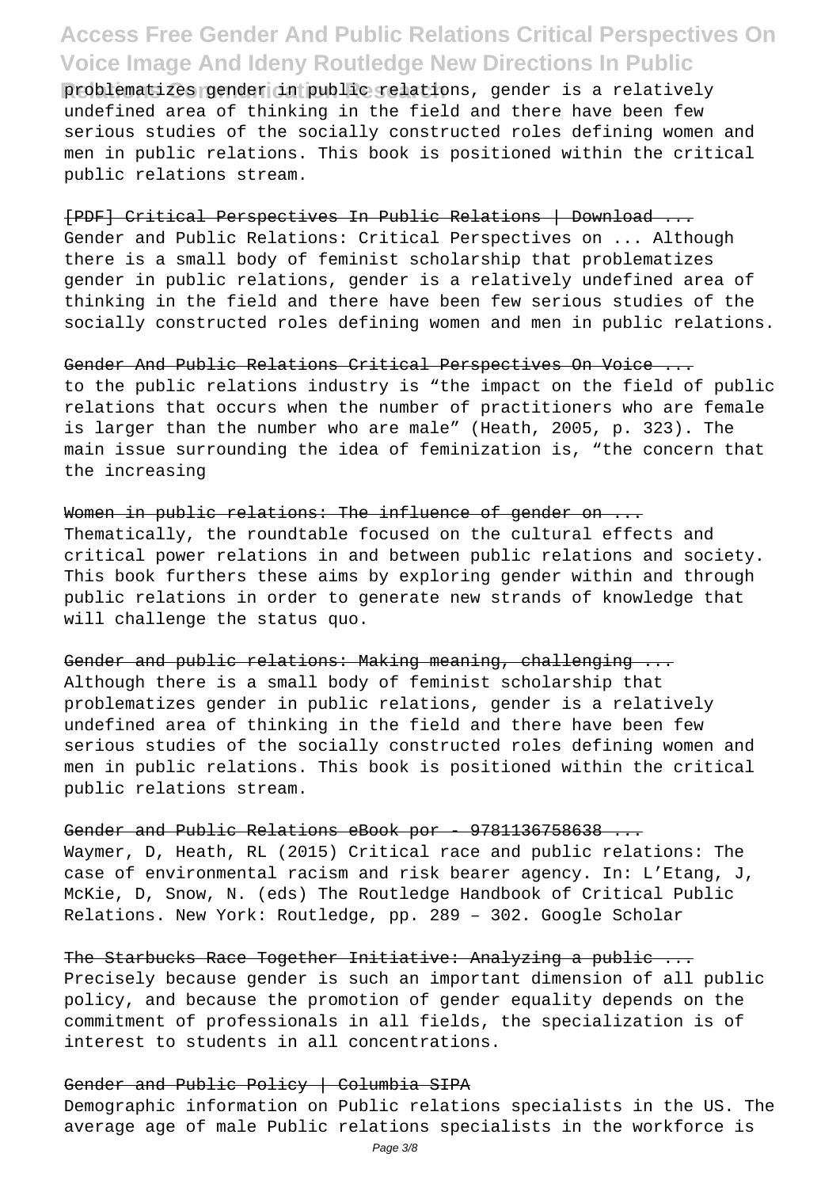problematizes gender in public relations, gender is a relatively undefined area of thinking in the field and there have been few serious studies of the socially constructed roles defining women and men in public relations. This book is positioned within the critical public relations stream.

[PDF] Critical Perspectives In Public Relations | Download ...

Gender and Public Relations: Critical Perspectives on ... Although there is a small body of feminist scholarship that problematizes gender in public relations, gender is a relatively undefined area of thinking in the field and there have been few serious studies of the socially constructed roles defining women and men in public relations.

Gender And Public Relations Critical Perspectives On Voice ...

to the public relations industry is "the impact on the field of public relations that occurs when the number of practitioners who are female is larger than the number who are male" (Heath, 2005, p. 323). The main issue surrounding the idea of feminization is, "the concern that the increasing

Women in public relations: The influence of gender on ...

Thematically, the roundtable focused on the cultural effects and critical power relations in and between public relations and society. This book furthers these aims by exploring gender within and through public relations in order to generate new strands of knowledge that will challenge the status quo.

Gender and public relations: Making meaning, challenging ...

Although there is a small body of feminist scholarship that problematizes gender in public relations, gender is a relatively undefined area of thinking in the field and there have been few serious studies of the socially constructed roles defining women and men in public relations. This book is positioned within the critical public relations stream.

Gender and Public Relations eBook por - 9781136758638 ...

Waymer, D, Heath, RL (2015) Critical race and public relations: The case of environmental racism and risk bearer agency. In: L'Etang, J, McKie, D, Snow, N. (eds) The Routledge Handbook of Critical Public Relations. New York: Routledge, pp. 289 – 302. Google Scholar

The Starbucks Race Together Initiative: Analyzing a public ...

Precisely because gender is such an important dimension of all public policy, and because the promotion of gender equality depends on the commitment of professionals in all fields, the specialization is of interest to students in all concentrations.

Gender and Public Policy | Columbia SIPA

Demographic information on Public relations specialists in the US. The average age of male Public relations specialists in the workforce is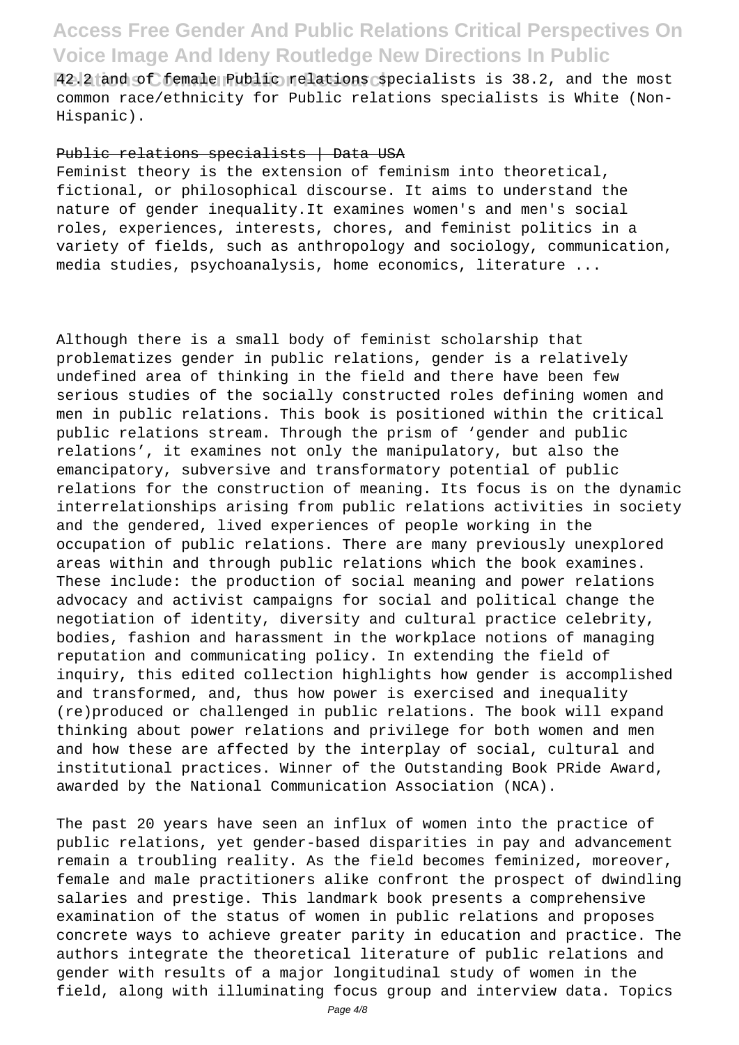42.2 and of female Public relations specialists is 38.2, and the most common race/ethnicity for Public relations specialists is White (Non-Hispanic).

Public relations specialists | Data USA

Feminist theory is the extension of feminism into theoretical, fictional, or philosophical discourse. It aims to understand the nature of gender inequality.It examines women's and men's social roles, experiences, interests, chores, and feminist politics in a variety of fields, such as anthropology and sociology, communication, media studies, psychoanalysis, home economics, literature ...

Although there is a small body of feminist scholarship that problematizes gender in public relations, gender is a relatively undefined area of thinking in the field and there have been few serious studies of the socially constructed roles defining women and men in public relations. This book is positioned within the critical public relations stream. Through the prism of 'gender and public relations', it examines not only the manipulatory, but also the emancipatory, subversive and transformatory potential of public relations for the construction of meaning. Its focus is on the dynamic interrelationships arising from public relations activities in society and the gendered, lived experiences of people working in the occupation of public relations. There are many previously unexplored areas within and through public relations which the book examines. These include: the production of social meaning and power relations advocacy and activist campaigns for social and political change the negotiation of identity, diversity and cultural practice celebrity, bodies, fashion and harassment in the workplace notions of managing reputation and communicating policy. In extending the field of inquiry, this edited collection highlights how gender is accomplished and transformed, and, thus how power is exercised and inequality (re)produced or challenged in public relations. The book will expand thinking about power relations and privilege for both women and men and how these are affected by the interplay of social, cultural and institutional practices. Winner of the Outstanding Book PRide Award, awarded by the National Communication Association (NCA).

The past 20 years have seen an influx of women into the practice of public relations, yet gender-based disparities in pay and advancement remain a troubling reality. As the field becomes feminized, moreover, female and male practitioners alike confront the prospect of dwindling salaries and prestige. This landmark book presents a comprehensive examination of the status of women in public relations and proposes concrete ways to achieve greater parity in education and practice. The authors integrate the theoretical literature of public relations and gender with results of a major longitudinal study of women in the field, along with illuminating focus group and interview data. Topics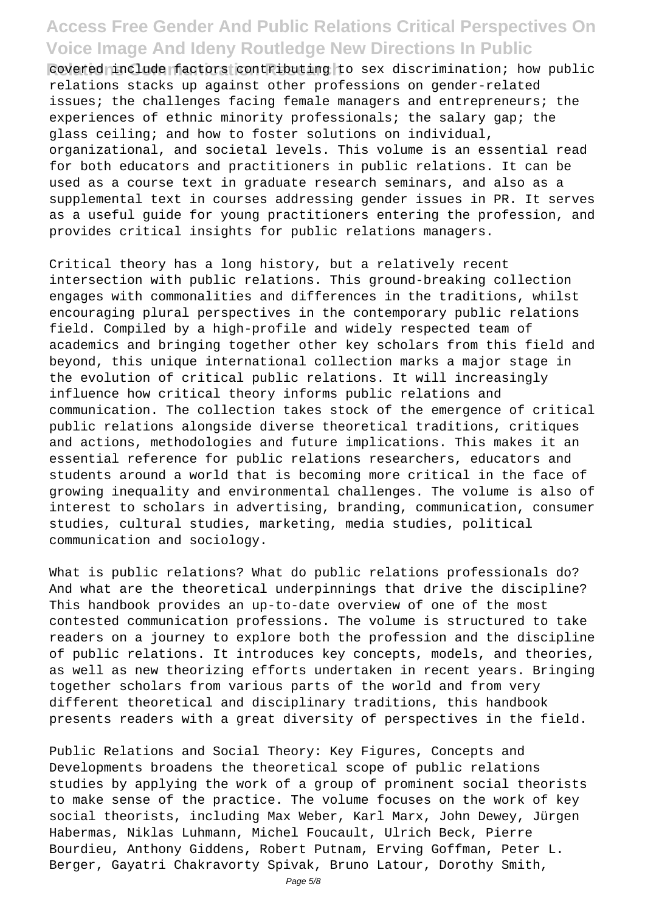covered include factors contributing to sex discrimination; how public relations stacks up against other professions on gender-related issues; the challenges facing female managers and entrepreneurs; the experiences of ethnic minority professionals; the salary gap; the glass ceiling; and how to foster solutions on individual, organizational, and societal levels. This volume is an essential read for both educators and practitioners in public relations. It can be used as a course text in graduate research seminars, and also as a supplemental text in courses addressing gender issues in PR. It serves as a useful guide for young practitioners entering the profession, and provides critical insights for public relations managers.

Critical theory has a long history, but a relatively recent intersection with public relations. This ground-breaking collection engages with commonalities and differences in the traditions, whilst encouraging plural perspectives in the contemporary public relations field. Compiled by a high-profile and widely respected team of academics and bringing together other key scholars from this field and beyond, this unique international collection marks a major stage in the evolution of critical public relations. It will increasingly influence how critical theory informs public relations and communication. The collection takes stock of the emergence of critical public relations alongside diverse theoretical traditions, critiques and actions, methodologies and future implications. This makes it an essential reference for public relations researchers, educators and students around a world that is becoming more critical in the face of growing inequality and environmental challenges. The volume is also of interest to scholars in advertising, branding, communication, consumer studies, cultural studies, marketing, media studies, political communication and sociology.

What is public relations? What do public relations professionals do? And what are the theoretical underpinnings that drive the discipline? This handbook provides an up-to-date overview of one of the most contested communication professions. The volume is structured to take readers on a journey to explore both the profession and the discipline of public relations. It introduces key concepts, models, and theories, as well as new theorizing efforts undertaken in recent years. Bringing together scholars from various parts of the world and from very different theoretical and disciplinary traditions, this handbook presents readers with a great diversity of perspectives in the field.

Public Relations and Social Theory: Key Figures, Concepts and Developments broadens the theoretical scope of public relations studies by applying the work of a group of prominent social theorists to make sense of the practice. The volume focuses on the work of key social theorists, including Max Weber, Karl Marx, John Dewey, Jürgen Habermas, Niklas Luhmann, Michel Foucault, Ulrich Beck, Pierre Bourdieu, Anthony Giddens, Robert Putnam, Erving Goffman, Peter L. Berger, Gayatri Chakravorty Spivak, Bruno Latour, Dorothy Smith,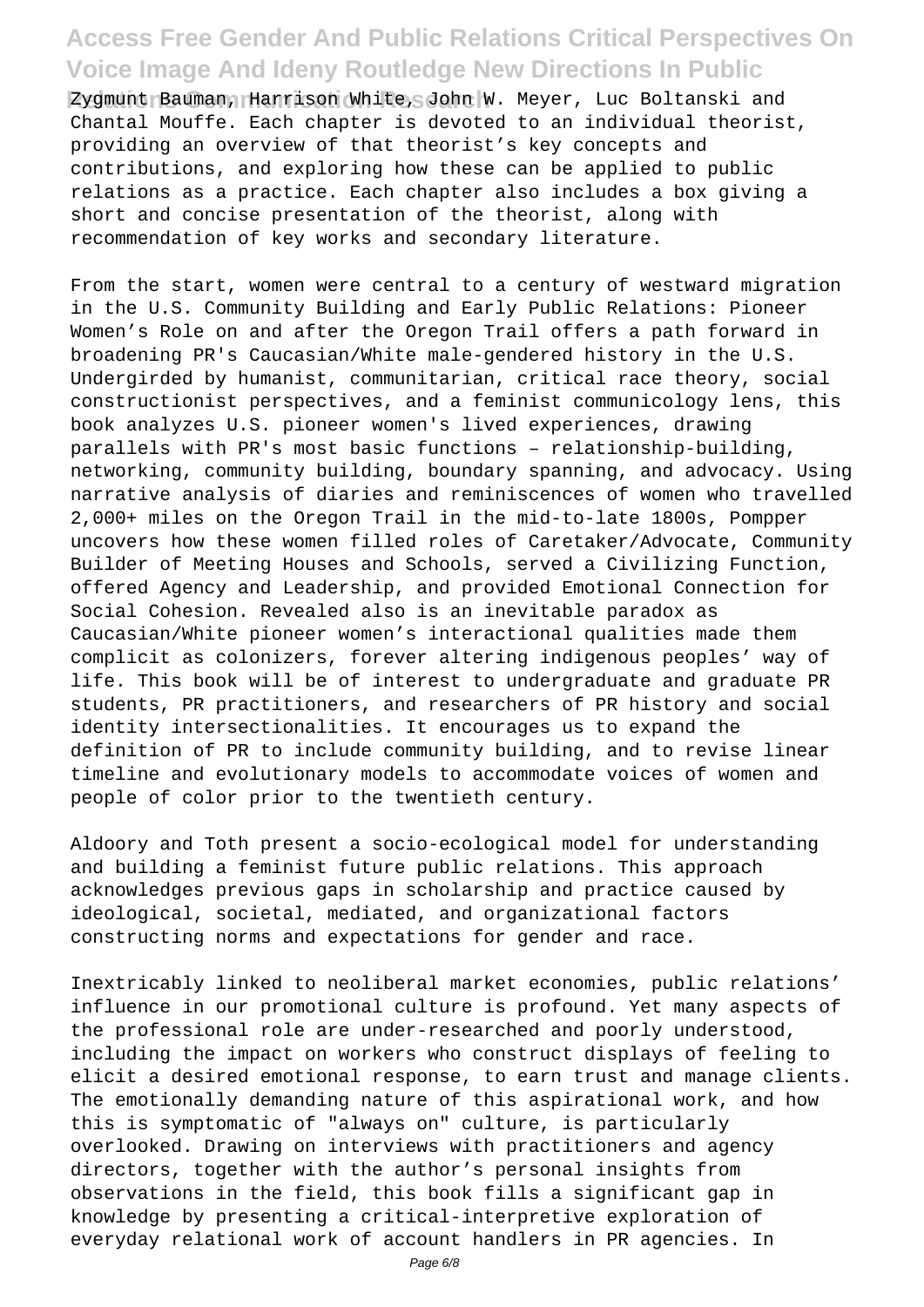Zygmunt Bauman, Harrison White, John W. Meyer, Luc Boltanski and Chantal Mouffe. Each chapter is devoted to an individual theorist, providing an overview of that theorist's key concepts and contributions, and exploring how these can be applied to public relations as a practice. Each chapter also includes a box giving a short and concise presentation of the theorist, along with recommendation of key works and secondary literature.

From the start, women were central to a century of westward migration in the U.S. Community Building and Early Public Relations: Pioneer Women's Role on and after the Oregon Trail offers a path forward in broadening PR's Caucasian/White male-gendered history in the U.S. Undergirded by humanist, communitarian, critical race theory, social constructionist perspectives, and a feminist communicology lens, this book analyzes U.S. pioneer women's lived experiences, drawing parallels with PR's most basic functions – relationship-building, networking, community building, boundary spanning, and advocacy. Using narrative analysis of diaries and reminiscences of women who travelled 2,000+ miles on the Oregon Trail in the mid-to-late 1800s, Pompper uncovers how these women filled roles of Caretaker/Advocate, Community Builder of Meeting Houses and Schools, served a Civilizing Function, offered Agency and Leadership, and provided Emotional Connection for Social Cohesion. Revealed also is an inevitable paradox as Caucasian/White pioneer women's interactional qualities made them complicit as colonizers, forever altering indigenous peoples' way of life. This book will be of interest to undergraduate and graduate PR students, PR practitioners, and researchers of PR history and social identity intersectionalities. It encourages us to expand the definition of PR to include community building, and to revise linear timeline and evolutionary models to accommodate voices of women and people of color prior to the twentieth century.

Aldoory and Toth present a socio-ecological model for understanding and building a feminist future public relations. This approach acknowledges previous gaps in scholarship and practice caused by ideological, societal, mediated, and organizational factors constructing norms and expectations for gender and race.

Inextricably linked to neoliberal market economies, public relations' influence in our promotional culture is profound. Yet many aspects of the professional role are under-researched and poorly understood, including the impact on workers who construct displays of feeling to elicit a desired emotional response, to earn trust and manage clients. The emotionally demanding nature of this aspirational work, and how this is symptomatic of "always on" culture, is particularly overlooked. Drawing on interviews with practitioners and agency directors, together with the author's personal insights from observations in the field, this book fills a significant gap in knowledge by presenting a critical-interpretive exploration of everyday relational work of account handlers in PR agencies. In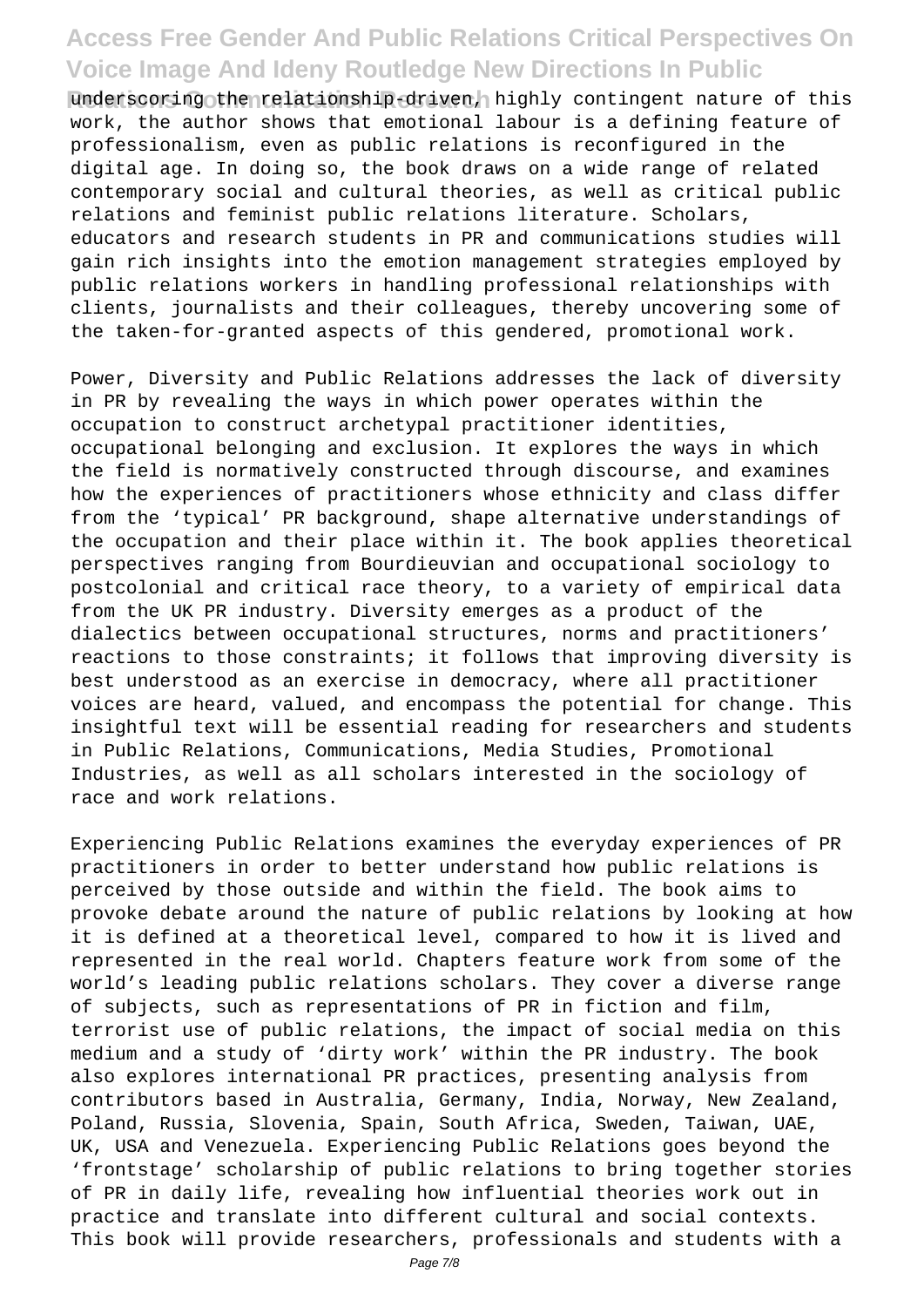underscoring the relationship-driven, highly contingent nature of this work, the author shows that emotional labour is a defining feature of professionalism, even as public relations is reconfigured in the digital age. In doing so, the book draws on a wide range of related contemporary social and cultural theories, as well as critical public relations and feminist public relations literature. Scholars, educators and research students in PR and communications studies will gain rich insights into the emotion management strategies employed by public relations workers in handling professional relationships with clients, journalists and their colleagues, thereby uncovering some of the taken-for-granted aspects of this gendered, promotional work.

Power, Diversity and Public Relations addresses the lack of diversity in PR by revealing the ways in which power operates within the occupation to construct archetypal practitioner identities, occupational belonging and exclusion. It explores the ways in which the field is normatively constructed through discourse, and examines how the experiences of practitioners whose ethnicity and class differ from the 'typical' PR background, shape alternative understandings of the occupation and their place within it. The book applies theoretical perspectives ranging from Bourdieuvian and occupational sociology to postcolonial and critical race theory, to a variety of empirical data from the UK PR industry. Diversity emerges as a product of the dialectics between occupational structures, norms and practitioners' reactions to those constraints; it follows that improving diversity is best understood as an exercise in democracy, where all practitioner voices are heard, valued, and encompass the potential for change. This insightful text will be essential reading for researchers and students in Public Relations, Communications, Media Studies, Promotional Industries, as well as all scholars interested in the sociology of race and work relations.

Experiencing Public Relations examines the everyday experiences of PR practitioners in order to better understand how public relations is perceived by those outside and within the field. The book aims to provoke debate around the nature of public relations by looking at how it is defined at a theoretical level, compared to how it is lived and represented in the real world. Chapters feature work from some of the world's leading public relations scholars. They cover a diverse range of subjects, such as representations of PR in fiction and film, terrorist use of public relations, the impact of social media on this medium and a study of 'dirty work' within the PR industry. The book also explores international PR practices, presenting analysis from contributors based in Australia, Germany, India, Norway, New Zealand, Poland, Russia, Slovenia, Spain, South Africa, Sweden, Taiwan, UAE, UK, USA and Venezuela. Experiencing Public Relations goes beyond the 'frontstage' scholarship of public relations to bring together stories of PR in daily life, revealing how influential theories work out in practice and translate into different cultural and social contexts. This book will provide researchers, professionals and students with a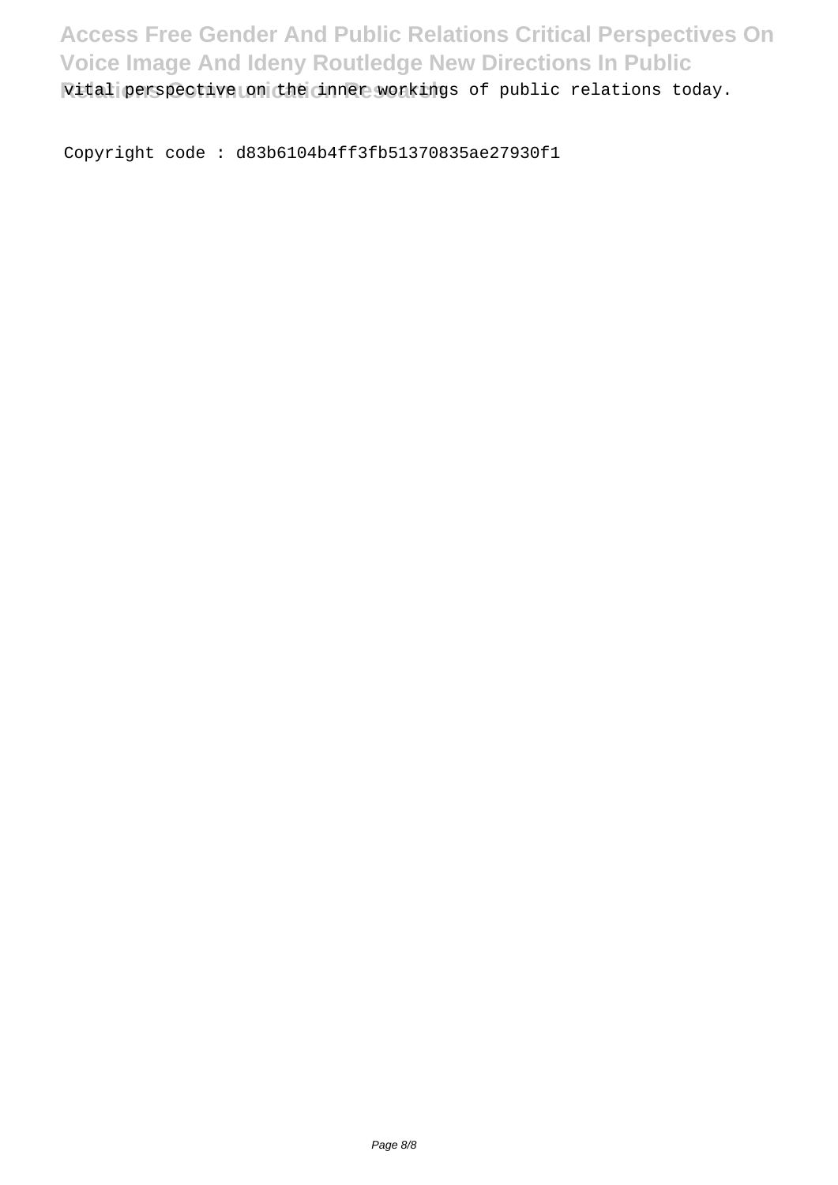vital perspective on the inner workings of public relations today.

Copyright code : d83b6104b4ff3fb51370835ae27930f1